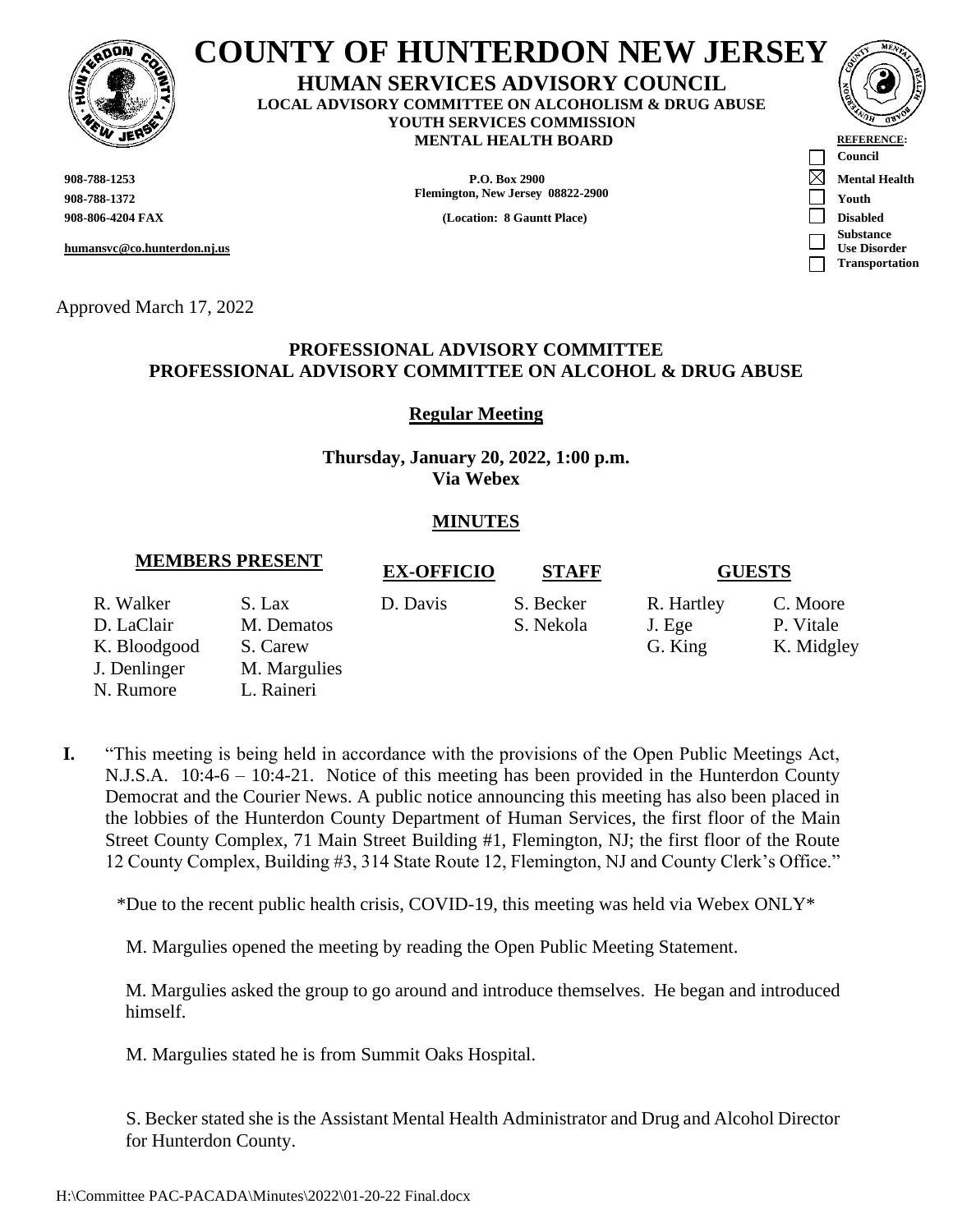# COUNTY OF HUNTERDON NEW JERSEY

**HUMAN SERVICES ADVISORY COUNCIL**
**LOCAL ADVISORY COMMITTEE ON ALCOHOLISM & DRUG ABUSE**
**YOUTH SERVICES COMMISSION**
**MENTAL HEALTH BOARD**

**908-788-1253**
**908-788-1372**
**908-806-4204 FAX**

**humansvc@co.hunterdon.nj.us**

**P.O. Box 2900**
**Flemington, New Jersey 08822-2900**
**(Location: 8 Gauntt Place)**

**REFERENCE:**
- ☐ Council
- ☒ Mental Health
- ☐ Youth
- ☐ Disabled
- ☐ Substance Use Disorder
- ☐ Transportation

Approved March 17, 2022

## PROFESSIONAL ADVISORY COMMITTEE
## PROFESSIONAL ADVISORY COMMITTEE ON ALCOHOL & DRUG ABUSE

**Regular Meeting**

**Thursday, January 20, 2022, 1:00 p.m.**
**Via Webex**

**MINUTES**

| MEMBERS PRESENT | | EX-OFFICIO | STAFF | GUESTS | |
|---|---|---|---|---|---|
| R. Walker | S. Lax | D. Davis | S. Becker | R. Hartley | C. Moore |
| D. LaClair | M. Dematos | | S. Nekola | J. Ege | P. Vitale |
| K. Bloodgood | S. Carew | | | G. King | K. Midgley |
| J. Denlinger | M. Margulies | | | | |
| N. Rumore | L. Raineri | | | | |

**I.** "This meeting is being held in accordance with the provisions of the Open Public Meetings Act, N.J.S.A. 10:4-6 – 10:4-21. Notice of this meeting has been provided in the Hunterdon County Democrat and the Courier News. A public notice announcing this meeting has also been placed in the lobbies of the Hunterdon County Department of Human Services, the first floor of the Main Street County Complex, 71 Main Street Building #1, Flemington, NJ; the first floor of the Route 12 County Complex, Building #3, 314 State Route 12, Flemington, NJ and County Clerk's Office."

*Due to the recent public health crisis, COVID-19, this meeting was held via Webex ONLY*

M. Margulies opened the meeting by reading the Open Public Meeting Statement.

M. Margulies asked the group to go around and introduce themselves. He began and introduced himself.

M. Margulies stated he is from Summit Oaks Hospital.

S. Becker stated she is the Assistant Mental Health Administrator and Drug and Alcohol Director for Hunterdon County.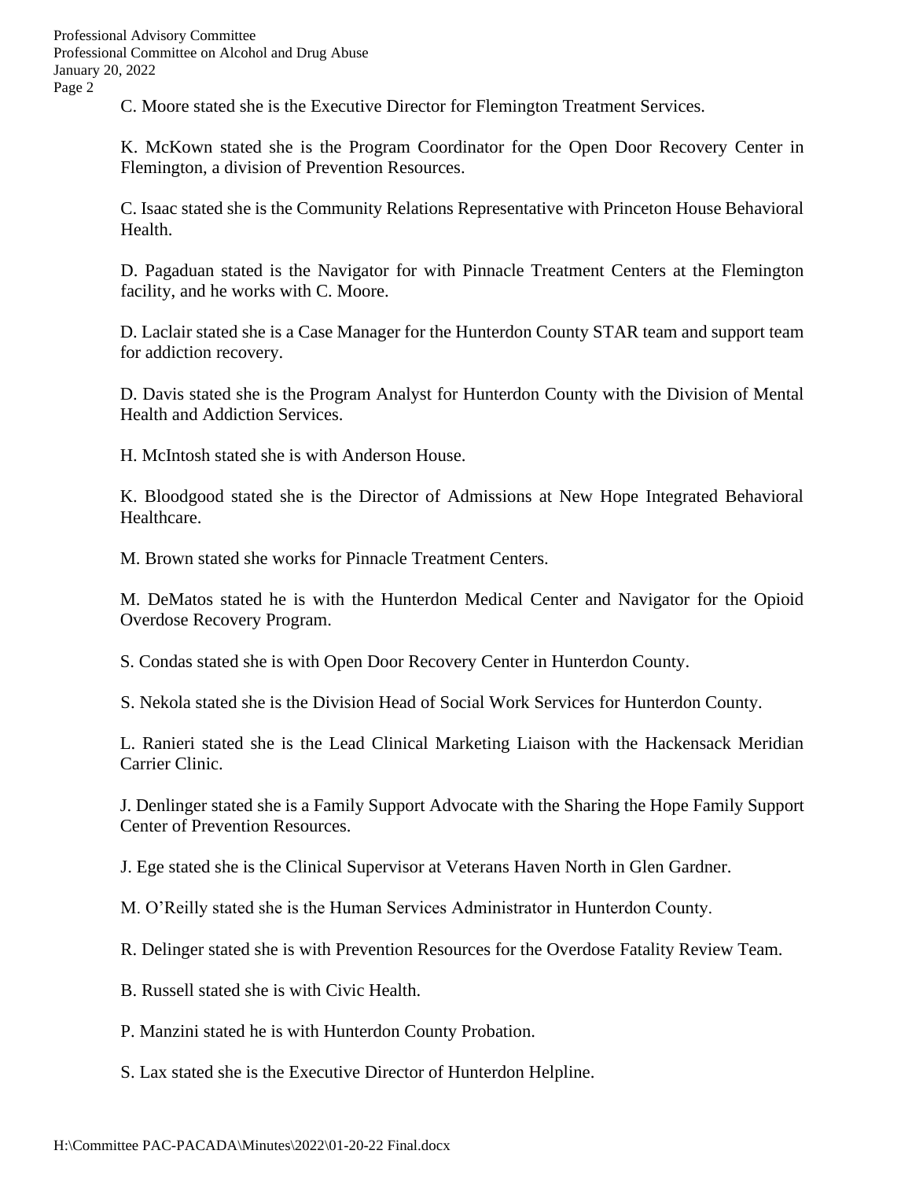C. Moore stated she is the Executive Director for Flemington Treatment Services.

K. McKown stated she is the Program Coordinator for the Open Door Recovery Center in Flemington, a division of Prevention Resources.

C. Isaac stated she is the Community Relations Representative with Princeton House Behavioral Health.

D. Pagaduan stated is the Navigator for with Pinnacle Treatment Centers at the Flemington facility, and he works with C. Moore.

D. Laclair stated she is a Case Manager for the Hunterdon County STAR team and support team for addiction recovery.

D. Davis stated she is the Program Analyst for Hunterdon County with the Division of Mental Health and Addiction Services.

H. McIntosh stated she is with Anderson House.

K. Bloodgood stated she is the Director of Admissions at New Hope Integrated Behavioral Healthcare.

M. Brown stated she works for Pinnacle Treatment Centers.

M. DeMatos stated he is with the Hunterdon Medical Center and Navigator for the Opioid Overdose Recovery Program.

S. Condas stated she is with Open Door Recovery Center in Hunterdon County.

S. Nekola stated she is the Division Head of Social Work Services for Hunterdon County.

L. Ranieri stated she is the Lead Clinical Marketing Liaison with the Hackensack Meridian Carrier Clinic.

J. Denlinger stated she is a Family Support Advocate with the Sharing the Hope Family Support Center of Prevention Resources.

J. Ege stated she is the Clinical Supervisor at Veterans Haven North in Glen Gardner.

M. O'Reilly stated she is the Human Services Administrator in Hunterdon County.

R. Delinger stated she is with Prevention Resources for the Overdose Fatality Review Team.

B. Russell stated she is with Civic Health.

P. Manzini stated he is with Hunterdon County Probation.

S. Lax stated she is the Executive Director of Hunterdon Helpline.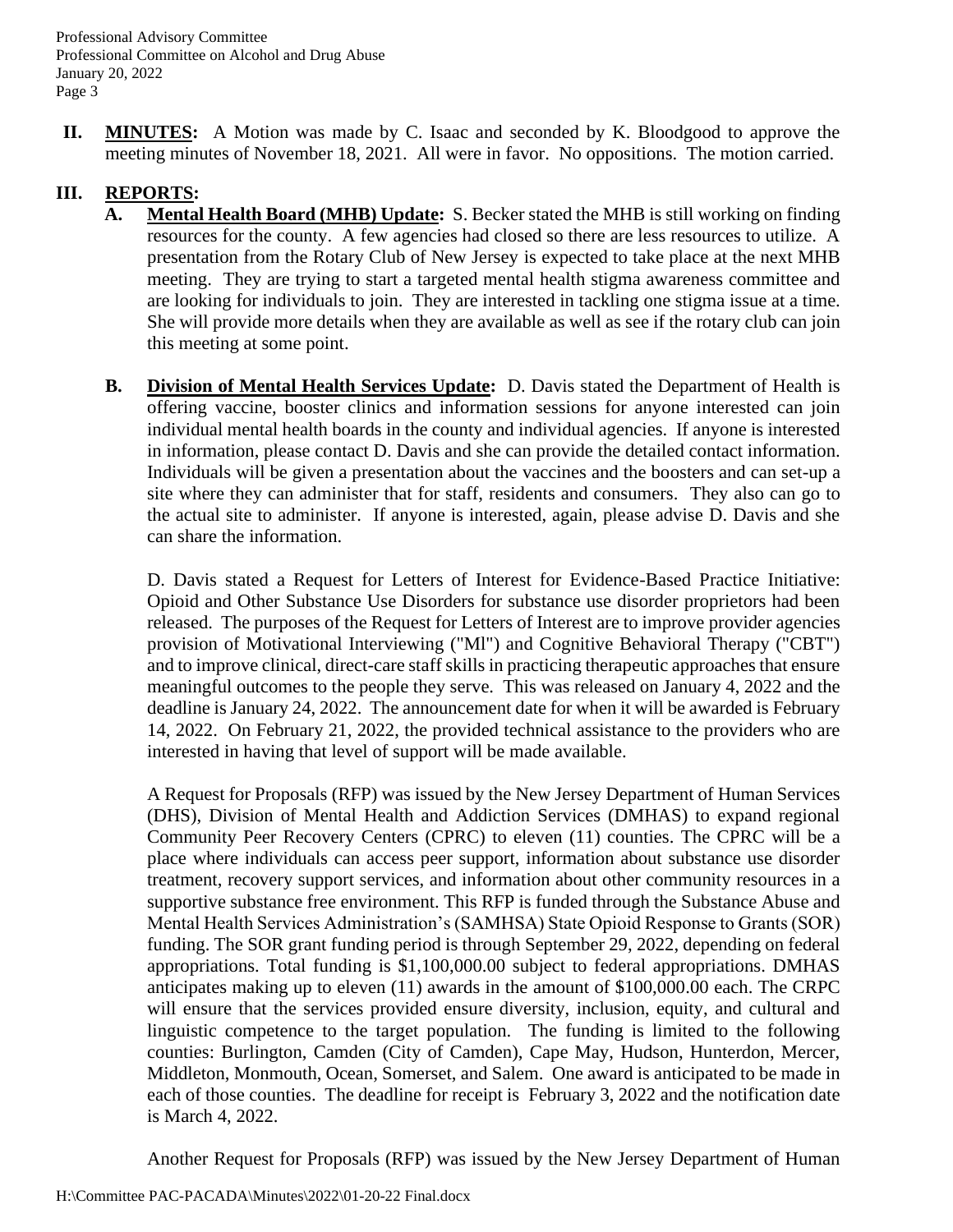**II. MINUTES:** A Motion was made by C. Isaac and seconded by K. Bloodgood to approve the meeting minutes of November 18, 2021. All were in favor. No oppositions. The motion carried.

**III. REPORTS:**

**A. Mental Health Board (MHB) Update:** S. Becker stated the MHB is still working on finding resources for the county. A few agencies had closed so there are less resources to utilize. A presentation from the Rotary Club of New Jersey is expected to take place at the next MHB meeting. They are trying to start a targeted mental health stigma awareness committee and are looking for individuals to join. They are interested in tackling one stigma issue at a time. She will provide more details when they are available as well as see if the rotary club can join this meeting at some point.

**B. Division of Mental Health Services Update:** D. Davis stated the Department of Health is offering vaccine, booster clinics and information sessions for anyone interested can join individual mental health boards in the county and individual agencies. If anyone is interested in information, please contact D. Davis and she can provide the detailed contact information. Individuals will be given a presentation about the vaccines and the boosters and can set-up a site where they can administer that for staff, residents and consumers. They also can go to the actual site to administer. If anyone is interested, again, please advise D. Davis and she can share the information.

D. Davis stated a Request for Letters of Interest for Evidence-Based Practice Initiative: Opioid and Other Substance Use Disorders for substance use disorder proprietors had been released. The purposes of the Request for Letters of Interest are to improve provider agencies provision of Motivational Interviewing ("Ml") and Cognitive Behavioral Therapy ("CBT") and to improve clinical, direct-care staff skills in practicing therapeutic approaches that ensure meaningful outcomes to the people they serve. This was released on January 4, 2022 and the deadline is January 24, 2022. The announcement date for when it will be awarded is February 14, 2022. On February 21, 2022, the provided technical assistance to the providers who are interested in having that level of support will be made available.

A Request for Proposals (RFP) was issued by the New Jersey Department of Human Services (DHS), Division of Mental Health and Addiction Services (DMHAS) to expand regional Community Peer Recovery Centers (CPRC) to eleven (11) counties. The CPRC will be a place where individuals can access peer support, information about substance use disorder treatment, recovery support services, and information about other community resources in a supportive substance free environment. This RFP is funded through the Substance Abuse and Mental Health Services Administration's (SAMHSA) State Opioid Response to Grants (SOR) funding. The SOR grant funding period is through September 29, 2022, depending on federal appropriations. Total funding is $1,100,000.00 subject to federal appropriations. DMHAS anticipates making up to eleven (11) awards in the amount of $100,000.00 each. The CRPC will ensure that the services provided ensure diversity, inclusion, equity, and cultural and linguistic competence to the target population. The funding is limited to the following counties: Burlington, Camden (City of Camden), Cape May, Hudson, Hunterdon, Mercer, Middleton, Monmouth, Ocean, Somerset, and Salem. One award is anticipated to be made in each of those counties. The deadline for receipt is February 3, 2022 and the notification date is March 4, 2022.

Another Request for Proposals (RFP) was issued by the New Jersey Department of Human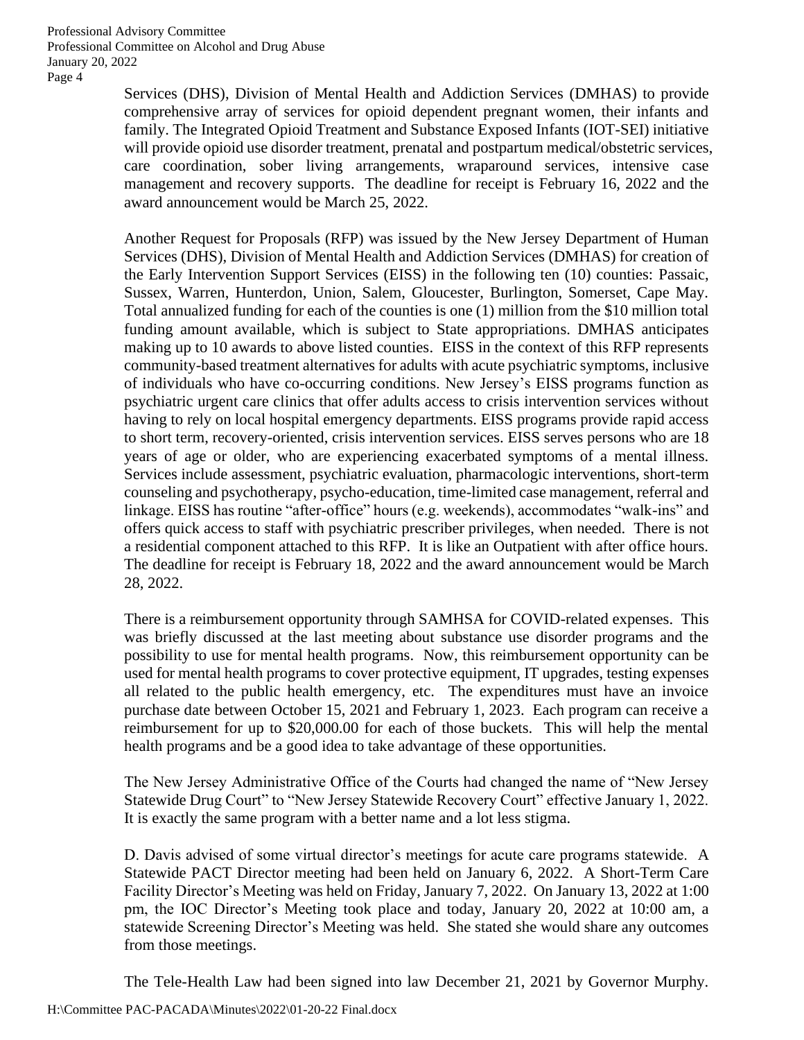Services (DHS), Division of Mental Health and Addiction Services (DMHAS) to provide comprehensive array of services for opioid dependent pregnant women, their infants and family. The Integrated Opioid Treatment and Substance Exposed Infants (IOT-SEI) initiative will provide opioid use disorder treatment, prenatal and postpartum medical/obstetric services, care coordination, sober living arrangements, wraparound services, intensive case management and recovery supports. The deadline for receipt is February 16, 2022 and the award announcement would be March 25, 2022.

Another Request for Proposals (RFP) was issued by the New Jersey Department of Human Services (DHS), Division of Mental Health and Addiction Services (DMHAS) for creation of the Early Intervention Support Services (EISS) in the following ten (10) counties: Passaic, Sussex, Warren, Hunterdon, Union, Salem, Gloucester, Burlington, Somerset, Cape May. Total annualized funding for each of the counties is one (1) million from the $10 million total funding amount available, which is subject to State appropriations. DMHAS anticipates making up to 10 awards to above listed counties. EISS in the context of this RFP represents community-based treatment alternatives for adults with acute psychiatric symptoms, inclusive of individuals who have co-occurring conditions. New Jersey's EISS programs function as psychiatric urgent care clinics that offer adults access to crisis intervention services without having to rely on local hospital emergency departments. EISS programs provide rapid access to short term, recovery-oriented, crisis intervention services. EISS serves persons who are 18 years of age or older, who are experiencing exacerbated symptoms of a mental illness. Services include assessment, psychiatric evaluation, pharmacologic interventions, short-term counseling and psychotherapy, psycho-education, time-limited case management, referral and linkage. EISS has routine "after-office" hours (e.g. weekends), accommodates "walk-ins" and offers quick access to staff with psychiatric prescriber privileges, when needed. There is not a residential component attached to this RFP. It is like an Outpatient with after office hours. The deadline for receipt is February 18, 2022 and the award announcement would be March 28, 2022.

There is a reimbursement opportunity through SAMHSA for COVID-related expenses. This was briefly discussed at the last meeting about substance use disorder programs and the possibility to use for mental health programs. Now, this reimbursement opportunity can be used for mental health programs to cover protective equipment, IT upgrades, testing expenses all related to the public health emergency, etc. The expenditures must have an invoice purchase date between October 15, 2021 and February 1, 2023. Each program can receive a reimbursement for up to $20,000.00 for each of those buckets. This will help the mental health programs and be a good idea to take advantage of these opportunities.

The New Jersey Administrative Office of the Courts had changed the name of "New Jersey Statewide Drug Court" to "New Jersey Statewide Recovery Court" effective January 1, 2022. It is exactly the same program with a better name and a lot less stigma.

D. Davis advised of some virtual director's meetings for acute care programs statewide. A Statewide PACT Director meeting had been held on January 6, 2022. A Short-Term Care Facility Director's Meeting was held on Friday, January 7, 2022. On January 13, 2022 at 1:00 pm, the IOC Director's Meeting took place and today, January 20, 2022 at 10:00 am, a statewide Screening Director's Meeting was held. She stated she would share any outcomes from those meetings.

The Tele-Health Law had been signed into law December 21, 2021 by Governor Murphy.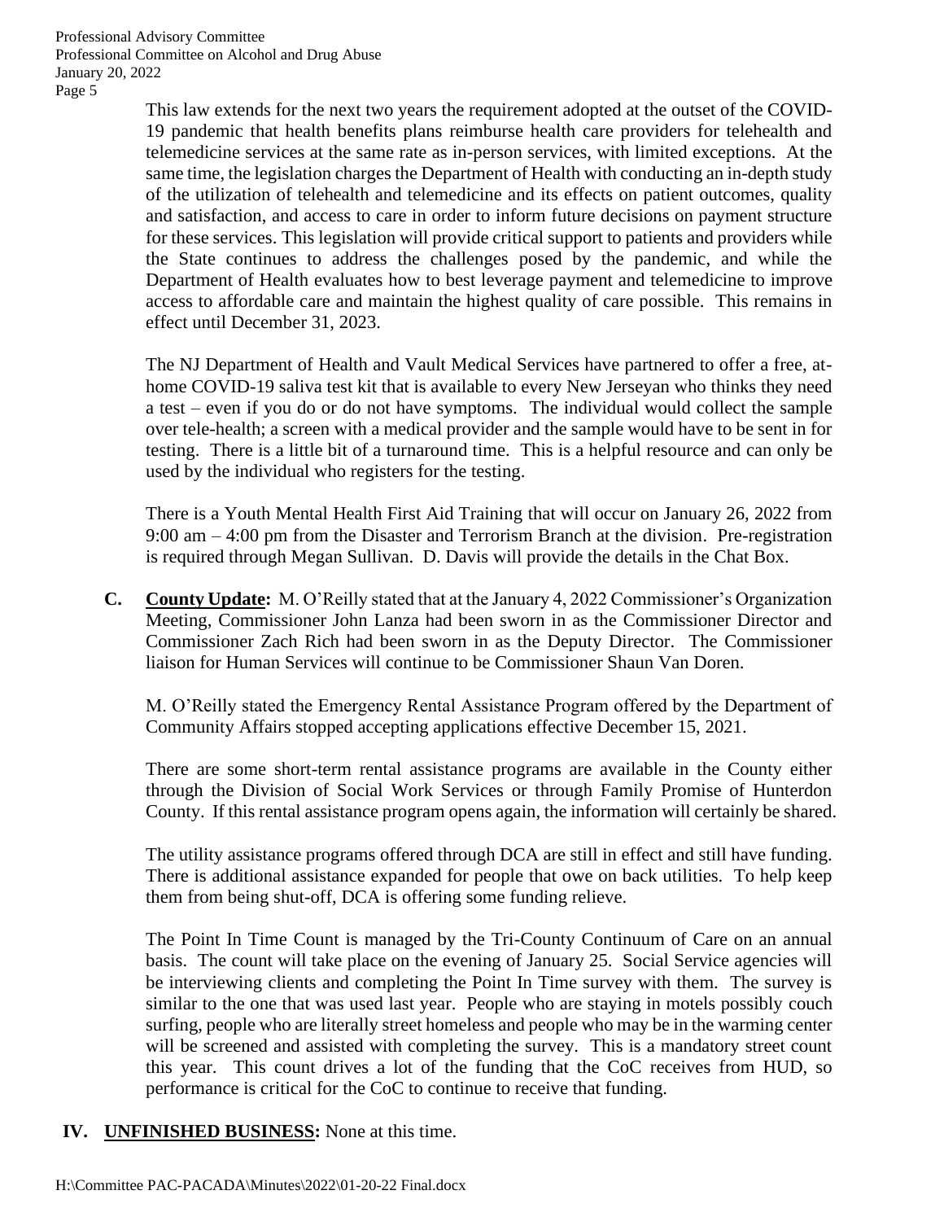This law extends for the next two years the requirement adopted at the outset of the COVID-19 pandemic that health benefits plans reimburse health care providers for telehealth and telemedicine services at the same rate as in-person services, with limited exceptions. At the same time, the legislation charges the Department of Health with conducting an in-depth study of the utilization of telehealth and telemedicine and its effects on patient outcomes, quality and satisfaction, and access to care in order to inform future decisions on payment structure for these services. This legislation will provide critical support to patients and providers while the State continues to address the challenges posed by the pandemic, and while the Department of Health evaluates how to best leverage payment and telemedicine to improve access to affordable care and maintain the highest quality of care possible. This remains in effect until December 31, 2023.

The NJ Department of Health and Vault Medical Services have partnered to offer a free, at-home COVID-19 saliva test kit that is available to every New Jerseyan who thinks they need a test – even if you do or do not have symptoms. The individual would collect the sample over tele-health; a screen with a medical provider and the sample would have to be sent in for testing. There is a little bit of a turnaround time. This is a helpful resource and can only be used by the individual who registers for the testing.

There is a Youth Mental Health First Aid Training that will occur on January 26, 2022 from 9:00 am – 4:00 pm from the Disaster and Terrorism Branch at the division. Pre-registration is required through Megan Sullivan. D. Davis will provide the details in the Chat Box.

**C. <u>County Update</u>:** M. O'Reilly stated that at the January 4, 2022 Commissioner's Organization Meeting, Commissioner John Lanza had been sworn in as the Commissioner Director and Commissioner Zach Rich had been sworn in as the Deputy Director. The Commissioner liaison for Human Services will continue to be Commissioner Shaun Van Doren.

M. O'Reilly stated the Emergency Rental Assistance Program offered by the Department of Community Affairs stopped accepting applications effective December 15, 2021.

There are some short-term rental assistance programs are available in the County either through the Division of Social Work Services or through Family Promise of Hunterdon County. If this rental assistance program opens again, the information will certainly be shared.

The utility assistance programs offered through DCA are still in effect and still have funding. There is additional assistance expanded for people that owe on back utilities. To help keep them from being shut-off, DCA is offering some funding relieve.

The Point In Time Count is managed by the Tri-County Continuum of Care on an annual basis. The count will take place on the evening of January 25. Social Service agencies will be interviewing clients and completing the Point In Time survey with them. The survey is similar to the one that was used last year. People who are staying in motels possibly couch surfing, people who are literally street homeless and people who may be in the warming center will be screened and assisted with completing the survey. This is a mandatory street count this year. This count drives a lot of the funding that the CoC receives from HUD, so performance is critical for the CoC to continue to receive that funding.

**IV. <u>UNFINISHED BUSINESS</u>:** None at this time.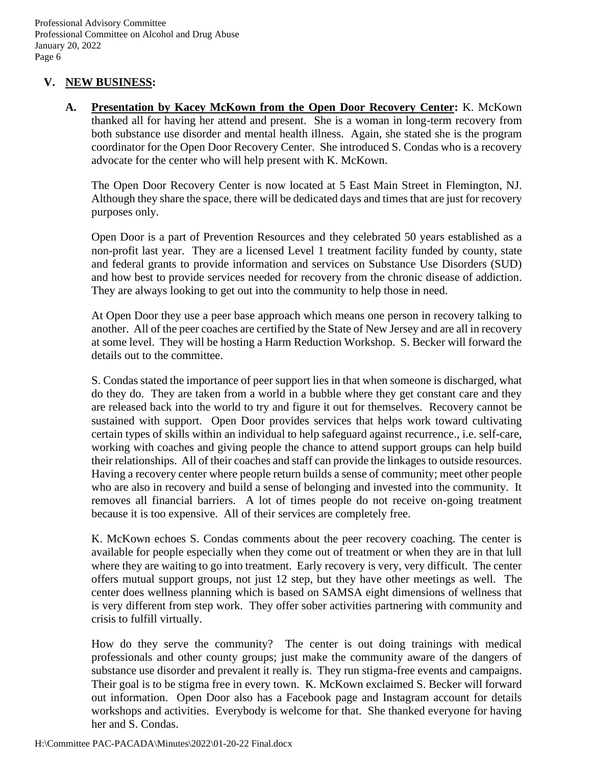## V. NEW BUSINESS:

**A. Presentation by Kacey McKown from the Open Door Recovery Center:** K. McKown thanked all for having her attend and present. She is a woman in long-term recovery from both substance use disorder and mental health illness. Again, she stated she is the program coordinator for the Open Door Recovery Center. She introduced S. Condas who is a recovery advocate for the center who will help present with K. McKown.

The Open Door Recovery Center is now located at 5 East Main Street in Flemington, NJ. Although they share the space, there will be dedicated days and times that are just for recovery purposes only.

Open Door is a part of Prevention Resources and they celebrated 50 years established as a non-profit last year. They are a licensed Level 1 treatment facility funded by county, state and federal grants to provide information and services on Substance Use Disorders (SUD) and how best to provide services needed for recovery from the chronic disease of addiction. They are always looking to get out into the community to help those in need.

At Open Door they use a peer base approach which means one person in recovery talking to another. All of the peer coaches are certified by the State of New Jersey and are all in recovery at some level. They will be hosting a Harm Reduction Workshop. S. Becker will forward the details out to the committee.

S. Condas stated the importance of peer support lies in that when someone is discharged, what do they do. They are taken from a world in a bubble where they get constant care and they are released back into the world to try and figure it out for themselves. Recovery cannot be sustained with support. Open Door provides services that helps work toward cultivating certain types of skills within an individual to help safeguard against recurrence., i.e. self-care, working with coaches and giving people the chance to attend support groups can help build their relationships. All of their coaches and staff can provide the linkages to outside resources. Having a recovery center where people return builds a sense of community; meet other people who are also in recovery and build a sense of belonging and invested into the community. It removes all financial barriers. A lot of times people do not receive on-going treatment because it is too expensive. All of their services are completely free.

K. McKown echoes S. Condas comments about the peer recovery coaching. The center is available for people especially when they come out of treatment or when they are in that lull where they are waiting to go into treatment. Early recovery is very, very difficult. The center offers mutual support groups, not just 12 step, but they have other meetings as well. The center does wellness planning which is based on SAMSA eight dimensions of wellness that is very different from step work. They offer sober activities partnering with community and crisis to fulfill virtually.

How do they serve the community? The center is out doing trainings with medical professionals and other county groups; just make the community aware of the dangers of substance use disorder and prevalent it really is. They run stigma-free events and campaigns. Their goal is to be stigma free in every town. K. McKown exclaimed S. Becker will forward out information. Open Door also has a Facebook page and Instagram account for details workshops and activities. Everybody is welcome for that. She thanked everyone for having her and S. Condas.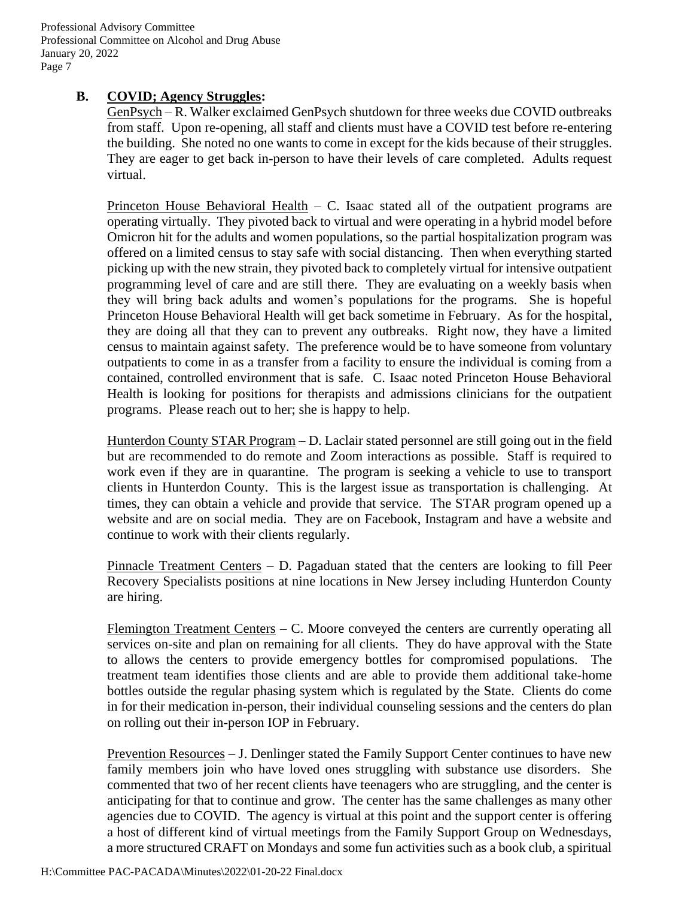**B. COVID; Agency Struggles:**

GenPsych – R. Walker exclaimed GenPsych shutdown for three weeks due COVID outbreaks from staff. Upon re-opening, all staff and clients must have a COVID test before re-entering the building. She noted no one wants to come in except for the kids because of their struggles. They are eager to get back in-person to have their levels of care completed. Adults request virtual.

Princeton House Behavioral Health – C. Isaac stated all of the outpatient programs are operating virtually. They pivoted back to virtual and were operating in a hybrid model before Omicron hit for the adults and women populations, so the partial hospitalization program was offered on a limited census to stay safe with social distancing. Then when everything started picking up with the new strain, they pivoted back to completely virtual for intensive outpatient programming level of care and are still there. They are evaluating on a weekly basis when they will bring back adults and women's populations for the programs. She is hopeful Princeton House Behavioral Health will get back sometime in February. As for the hospital, they are doing all that they can to prevent any outbreaks. Right now, they have a limited census to maintain against safety. The preference would be to have someone from voluntary outpatients to come in as a transfer from a facility to ensure the individual is coming from a contained, controlled environment that is safe. C. Isaac noted Princeton House Behavioral Health is looking for positions for therapists and admissions clinicians for the outpatient programs. Please reach out to her; she is happy to help.

Hunterdon County STAR Program – D. Laclair stated personnel are still going out in the field but are recommended to do remote and Zoom interactions as possible. Staff is required to work even if they are in quarantine. The program is seeking a vehicle to use to transport clients in Hunterdon County. This is the largest issue as transportation is challenging. At times, they can obtain a vehicle and provide that service. The STAR program opened up a website and are on social media. They are on Facebook, Instagram and have a website and continue to work with their clients regularly.

Pinnacle Treatment Centers – D. Pagaduan stated that the centers are looking to fill Peer Recovery Specialists positions at nine locations in New Jersey including Hunterdon County are hiring.

Flemington Treatment Centers – C. Moore conveyed the centers are currently operating all services on-site and plan on remaining for all clients. They do have approval with the State to allows the centers to provide emergency bottles for compromised populations. The treatment team identifies those clients and are able to provide them additional take-home bottles outside the regular phasing system which is regulated by the State. Clients do come in for their medication in-person, their individual counseling sessions and the centers do plan on rolling out their in-person IOP in February.

Prevention Resources – J. Denlinger stated the Family Support Center continues to have new family members join who have loved ones struggling with substance use disorders. She commented that two of her recent clients have teenagers who are struggling, and the center is anticipating for that to continue and grow. The center has the same challenges as many other agencies due to COVID. The agency is virtual at this point and the support center is offering a host of different kind of virtual meetings from the Family Support Group on Wednesdays, a more structured CRAFT on Mondays and some fun activities such as a book club, a spiritual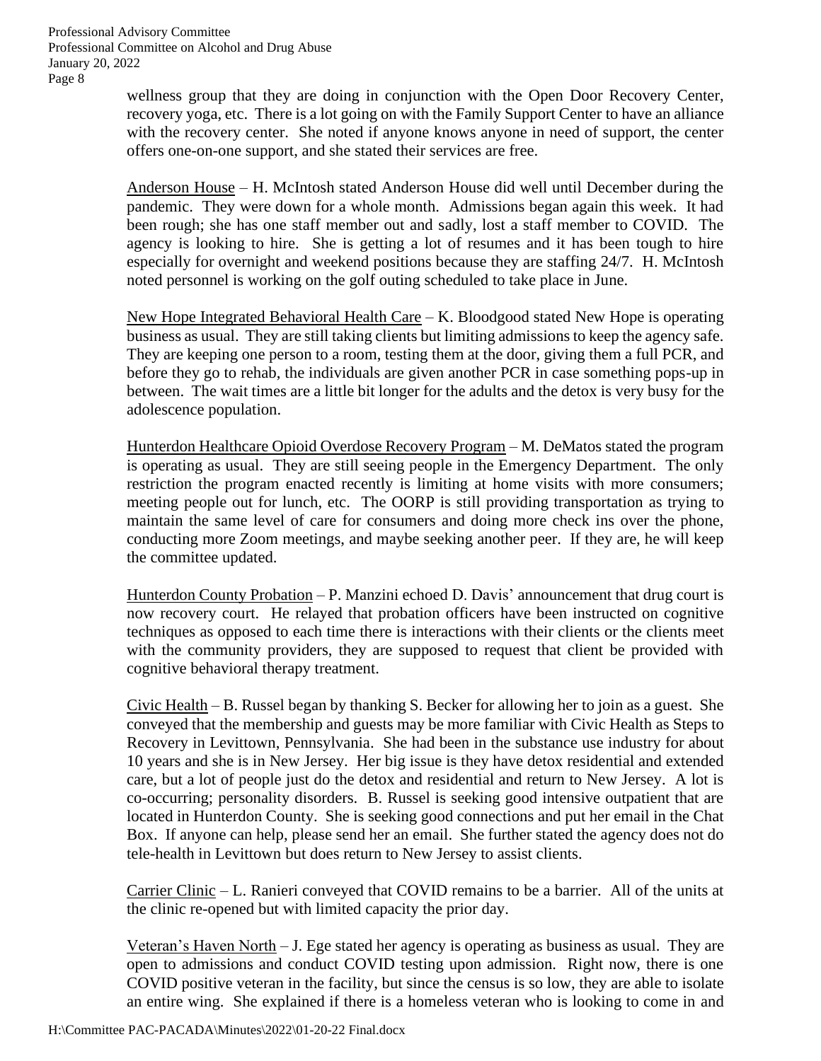wellness group that they are doing in conjunction with the Open Door Recovery Center, recovery yoga, etc. There is a lot going on with the Family Support Center to have an alliance with the recovery center. She noted if anyone knows anyone in need of support, the center offers one-on-one support, and she stated their services are free.

<u>Anderson House</u> – H. McIntosh stated Anderson House did well until December during the pandemic. They were down for a whole month. Admissions began again this week. It had been rough; she has one staff member out and sadly, lost a staff member to COVID. The agency is looking to hire. She is getting a lot of resumes and it has been tough to hire especially for overnight and weekend positions because they are staffing 24/7. H. McIntosh noted personnel is working on the golf outing scheduled to take place in June.

<u>New Hope Integrated Behavioral Health Care</u> – K. Bloodgood stated New Hope is operating business as usual. They are still taking clients but limiting admissions to keep the agency safe. They are keeping one person to a room, testing them at the door, giving them a full PCR, and before they go to rehab, the individuals are given another PCR in case something pops-up in between. The wait times are a little bit longer for the adults and the detox is very busy for the adolescence population.

<u>Hunterdon Healthcare Opioid Overdose Recovery Program</u> – M. DeMatos stated the program is operating as usual. They are still seeing people in the Emergency Department. The only restriction the program enacted recently is limiting at home visits with more consumers; meeting people out for lunch, etc. The OORP is still providing transportation as trying to maintain the same level of care for consumers and doing more check ins over the phone, conducting more Zoom meetings, and maybe seeking another peer. If they are, he will keep the committee updated.

<u>Hunterdon County Probation</u> – P. Manzini echoed D. Davis' announcement that drug court is now recovery court. He relayed that probation officers have been instructed on cognitive techniques as opposed to each time there is interactions with their clients or the clients meet with the community providers, they are supposed to request that client be provided with cognitive behavioral therapy treatment.

<u>Civic Health</u> – B. Russel began by thanking S. Becker for allowing her to join as a guest. She conveyed that the membership and guests may be more familiar with Civic Health as Steps to Recovery in Levittown, Pennsylvania. She had been in the substance use industry for about 10 years and she is in New Jersey. Her big issue is they have detox residential and extended care, but a lot of people just do the detox and residential and return to New Jersey. A lot is co-occurring; personality disorders. B. Russel is seeking good intensive outpatient that are located in Hunterdon County. She is seeking good connections and put her email in the Chat Box. If anyone can help, please send her an email. She further stated the agency does not do tele-health in Levittown but does return to New Jersey to assist clients.

<u>Carrier Clinic</u> – L. Ranieri conveyed that COVID remains to be a barrier. All of the units at the clinic re-opened but with limited capacity the prior day.

<u>Veteran's Haven North</u> – J. Ege stated her agency is operating as business as usual. They are open to admissions and conduct COVID testing upon admission. Right now, there is one COVID positive veteran in the facility, but since the census is so low, they are able to isolate an entire wing. She explained if there is a homeless veteran who is looking to come in and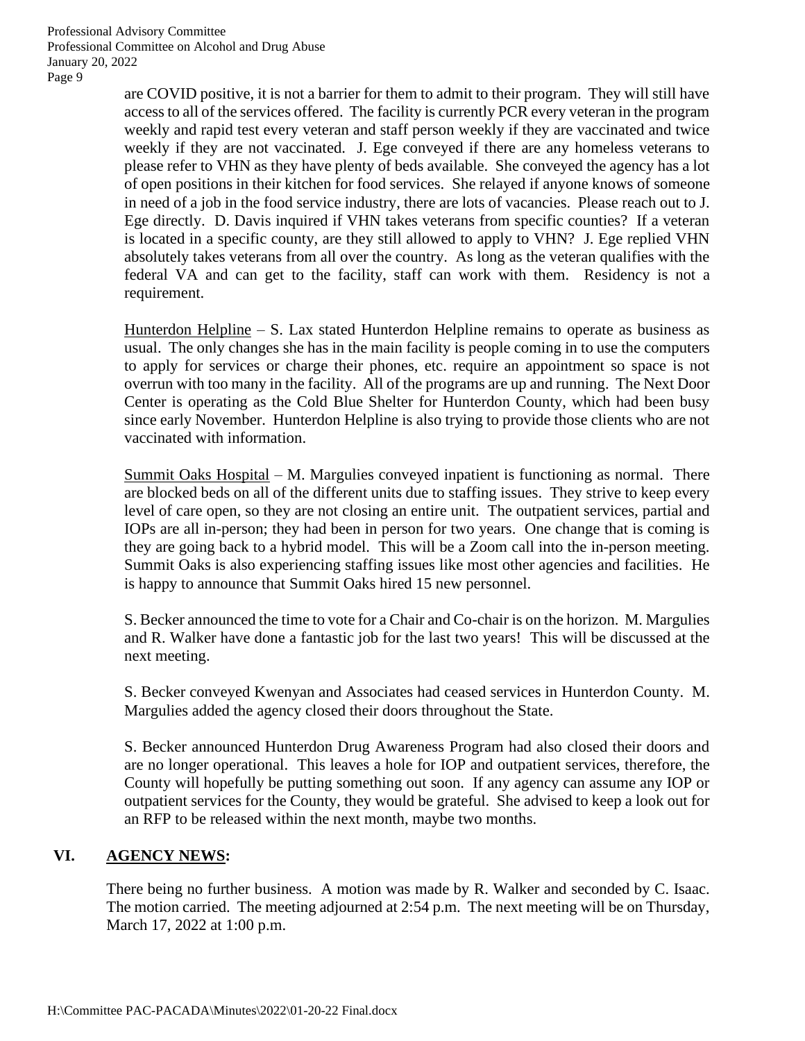are COVID positive, it is not a barrier for them to admit to their program. They will still have access to all of the services offered. The facility is currently PCR every veteran in the program weekly and rapid test every veteran and staff person weekly if they are vaccinated and twice weekly if they are not vaccinated. J. Ege conveyed if there are any homeless veterans to please refer to VHN as they have plenty of beds available. She conveyed the agency has a lot of open positions in their kitchen for food services. She relayed if anyone knows of someone in need of a job in the food service industry, there are lots of vacancies. Please reach out to J. Ege directly. D. Davis inquired if VHN takes veterans from specific counties? If a veteran is located in a specific county, are they still allowed to apply to VHN? J. Ege replied VHN absolutely takes veterans from all over the country. As long as the veteran qualifies with the federal VA and can get to the facility, staff can work with them. Residency is not a requirement.

Hunterdon Helpline – S. Lax stated Hunterdon Helpline remains to operate as business as usual. The only changes she has in the main facility is people coming in to use the computers to apply for services or charge their phones, etc. require an appointment so space is not overrun with too many in the facility. All of the programs are up and running. The Next Door Center is operating as the Cold Blue Shelter for Hunterdon County, which had been busy since early November. Hunterdon Helpline is also trying to provide those clients who are not vaccinated with information.

Summit Oaks Hospital – M. Margulies conveyed inpatient is functioning as normal. There are blocked beds on all of the different units due to staffing issues. They strive to keep every level of care open, so they are not closing an entire unit. The outpatient services, partial and IOPs are all in-person; they had been in person for two years. One change that is coming is they are going back to a hybrid model. This will be a Zoom call into the in-person meeting. Summit Oaks is also experiencing staffing issues like most other agencies and facilities. He is happy to announce that Summit Oaks hired 15 new personnel.

S. Becker announced the time to vote for a Chair and Co-chair is on the horizon. M. Margulies and R. Walker have done a fantastic job for the last two years! This will be discussed at the next meeting.

S. Becker conveyed Kwenyan and Associates had ceased services in Hunterdon County. M. Margulies added the agency closed their doors throughout the State.

S. Becker announced Hunterdon Drug Awareness Program had also closed their doors and are no longer operational. This leaves a hole for IOP and outpatient services, therefore, the County will hopefully be putting something out soon. If any agency can assume any IOP or outpatient services for the County, they would be grateful. She advised to keep a look out for an RFP to be released within the next month, maybe two months.

## VI. AGENCY NEWS:

There being no further business. A motion was made by R. Walker and seconded by C. Isaac. The motion carried. The meeting adjourned at 2:54 p.m. The next meeting will be on Thursday, March 17, 2022 at 1:00 p.m.